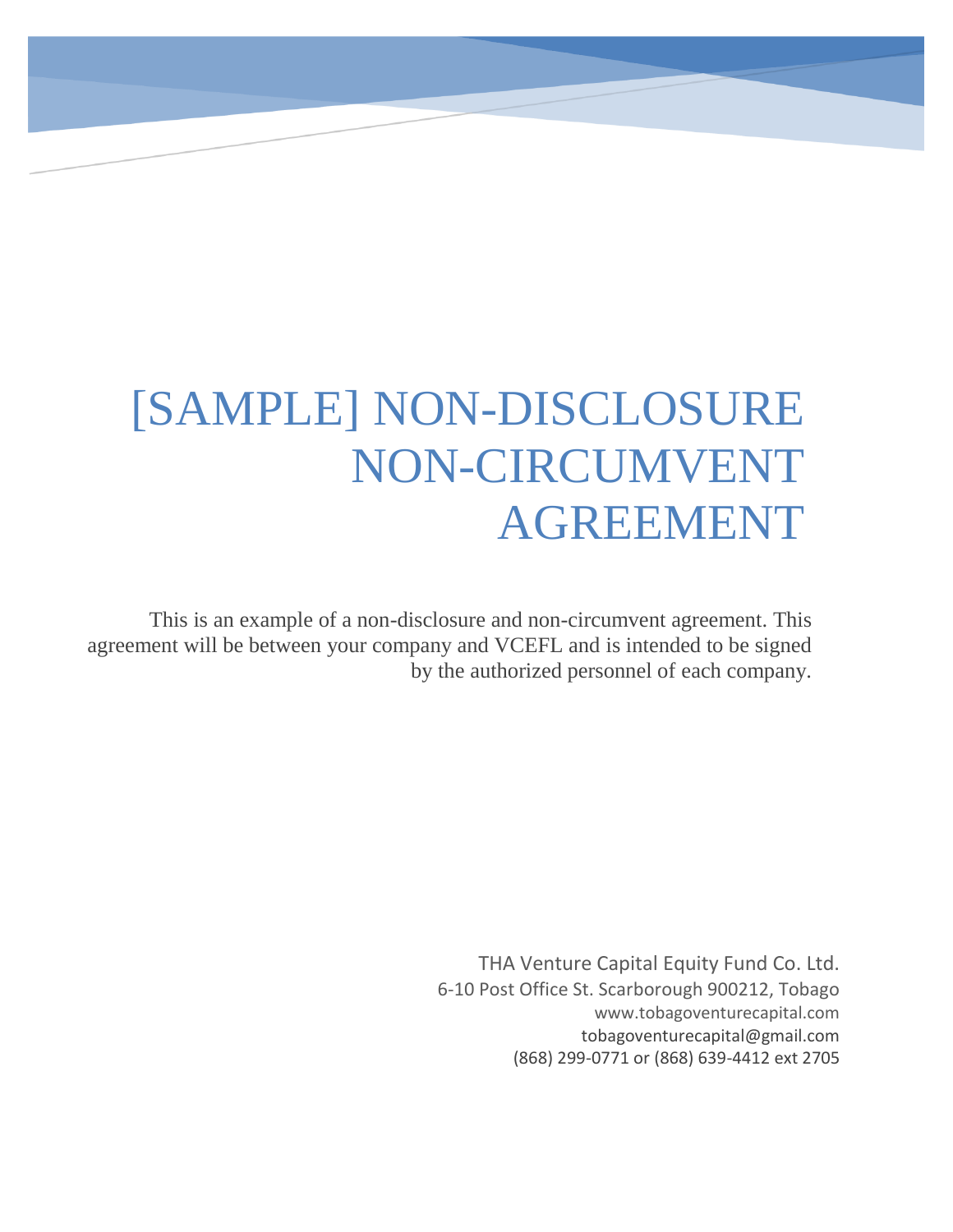# [SAMPLE] NON-DISCLOSURE NON-CIRCUMVENT AGREEMENT

This is an example of a non-disclosure and non-circumvent agreement. This agreement will be between your company and VCEFL and is intended to be signed by the authorized personnel of each company.

THA Venture Capital Equity Fund Co. Ltd.
6-10 Post Office St. Scarborough 900212, Tobago
www.tobagoventurecapital.com
tobagoventurecapital@gmail.com
(868) 299-0771 or (868) 639-4412 ext 2705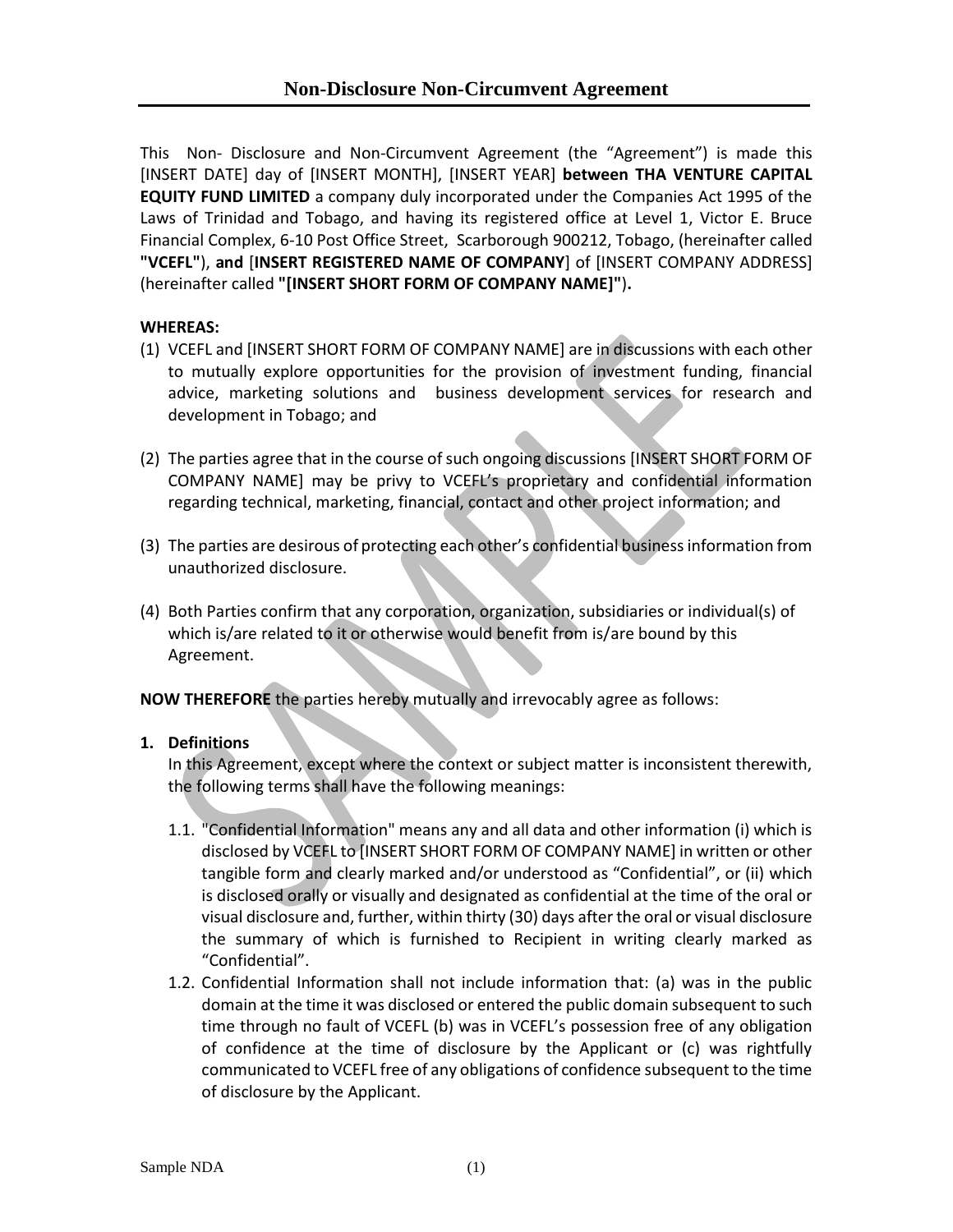# Non-Disclosure Non-Circumvent Agreement

This Non- Disclosure and Non-Circumvent Agreement (the "Agreement") is made this [INSERT DATE] day of [INSERT MONTH], [INSERT YEAR] **between THA VENTURE CAPITAL EQUITY FUND LIMITED** a company duly incorporated under the Companies Act 1995 of the Laws of Trinidad and Tobago, and having its registered office at Level 1, Victor E. Bruce Financial Complex, 6-10 Post Office Street, Scarborough 900212, Tobago, (hereinafter called **"VCEFL"**), **and** [**INSERT REGISTERED NAME OF COMPANY**] of [INSERT COMPANY ADDRESS] (hereinafter called **"[INSERT SHORT FORM OF COMPANY NAME]"**).

**WHEREAS:**

(1) VCEFL and [INSERT SHORT FORM OF COMPANY NAME] are in discussions with each other to mutually explore opportunities for the provision of investment funding, financial advice, marketing solutions and business development services for research and development in Tobago; and

(2) The parties agree that in the course of such ongoing discussions [INSERT SHORT FORM OF COMPANY NAME] may be privy to VCEFL's proprietary and confidential information regarding technical, marketing, financial, contact and other project information; and

(3) The parties are desirous of protecting each other's confidential business information from unauthorized disclosure.

(4) Both Parties confirm that any corporation, organization, subsidiaries or individual(s) of which is/are related to it or otherwise would benefit from is/are bound by this Agreement.

**NOW THEREFORE** the parties hereby mutually and irrevocably agree as follows:

**1. Definitions**

In this Agreement, except where the context or subject matter is inconsistent therewith, the following terms shall have the following meanings:

1.1. "Confidential Information" means any and all data and other information (i) which is disclosed by VCEFL to [INSERT SHORT FORM OF COMPANY NAME] in written or other tangible form and clearly marked and/or understood as "Confidential", or (ii) which is disclosed orally or visually and designated as confidential at the time of the oral or visual disclosure and, further, within thirty (30) days after the oral or visual disclosure the summary of which is furnished to Recipient in writing clearly marked as "Confidential".

1.2. Confidential Information shall not include information that: (a) was in the public domain at the time it was disclosed or entered the public domain subsequent to such time through no fault of VCEFL (b) was in VCEFL's possession free of any obligation of confidence at the time of disclosure by the Applicant or (c) was rightfully communicated to VCEFL free of any obligations of confidence subsequent to the time of disclosure by the Applicant.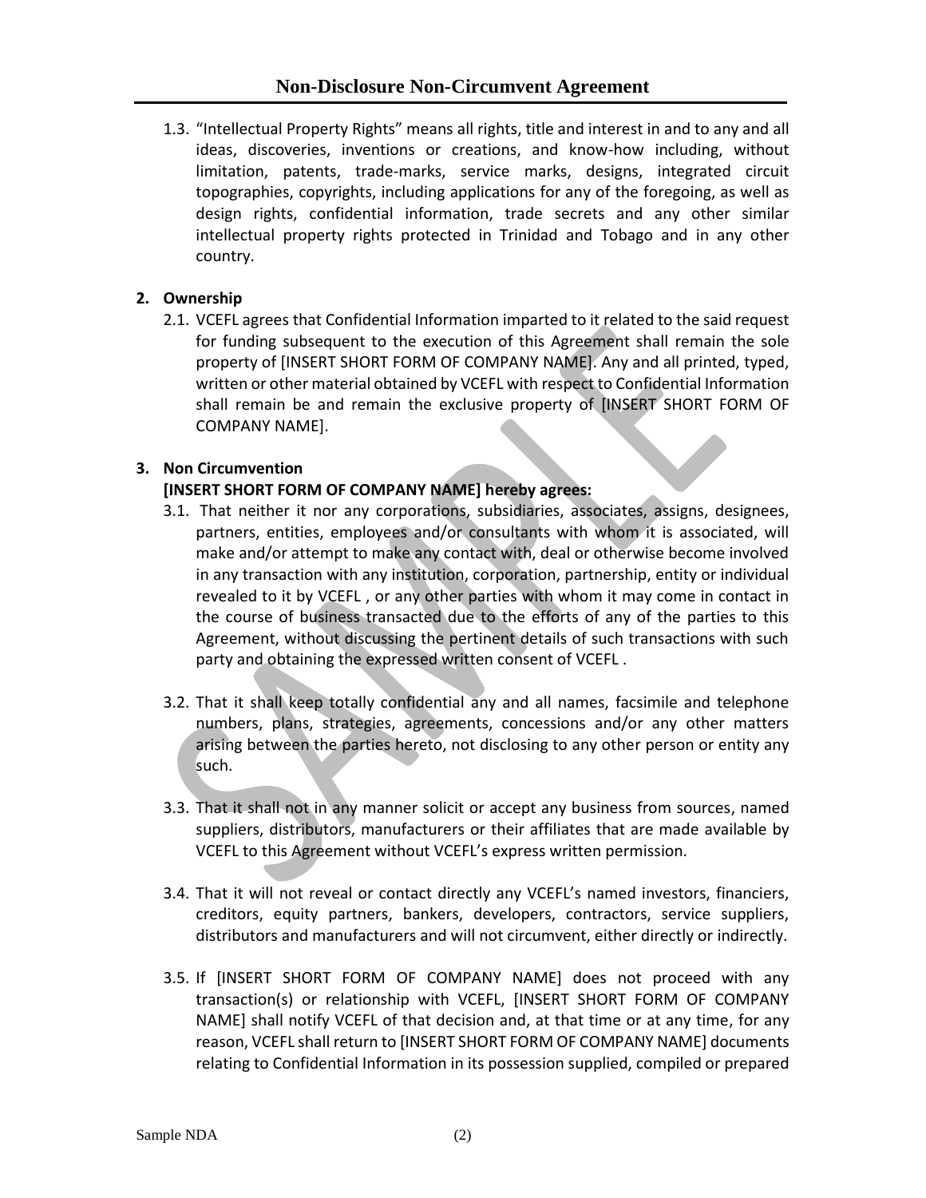1.3. "Intellectual Property Rights" means all rights, title and interest in and to any and all ideas, discoveries, inventions or creations, and know-how including, without limitation, patents, trade-marks, service marks, designs, integrated circuit topographies, copyrights, including applications for any of the foregoing, as well as design rights, confidential information, trade secrets and any other similar intellectual property rights protected in Trinidad and Tobago and in any other country.

**2. Ownership**

2.1. VCEFL agrees that Confidential Information imparted to it related to the said request for funding subsequent to the execution of this Agreement shall remain the sole property of [INSERT SHORT FORM OF COMPANY NAME]. Any and all printed, typed, written or other material obtained by VCEFL with respect to Confidential Information shall remain be and remain the exclusive property of [INSERT SHORT FORM OF COMPANY NAME].

**3. Non Circumvention**

**[INSERT SHORT FORM OF COMPANY NAME] hereby agrees:**

3.1. That neither it nor any corporations, subsidiaries, associates, assigns, designees, partners, entities, employees and/or consultants with whom it is associated, will make and/or attempt to make any contact with, deal or otherwise become involved in any transaction with any institution, corporation, partnership, entity or individual revealed to it by VCEFL , or any other parties with whom it may come in contact in the course of business transacted due to the efforts of any of the parties to this Agreement, without discussing the pertinent details of such transactions with such party and obtaining the expressed written consent of VCEFL .

3.2. That it shall keep totally confidential any and all names, facsimile and telephone numbers, plans, strategies, agreements, concessions and/or any other matters arising between the parties hereto, not disclosing to any other person or entity any such.

3.3. That it shall not in any manner solicit or accept any business from sources, named suppliers, distributors, manufacturers or their affiliates that are made available by VCEFL to this Agreement without VCEFL's express written permission.

3.4. That it will not reveal or contact directly any VCEFL's named investors, financiers, creditors, equity partners, bankers, developers, contractors, service suppliers, distributors and manufacturers and will not circumvent, either directly or indirectly.

3.5. If [INSERT SHORT FORM OF COMPANY NAME] does not proceed with any transaction(s) or relationship with VCEFL, [INSERT SHORT FORM OF COMPANY NAME] shall notify VCEFL of that decision and, at that time or at any time, for any reason, VCEFL shall return to [INSERT SHORT FORM OF COMPANY NAME] documents relating to Confidential Information in its possession supplied, compiled or prepared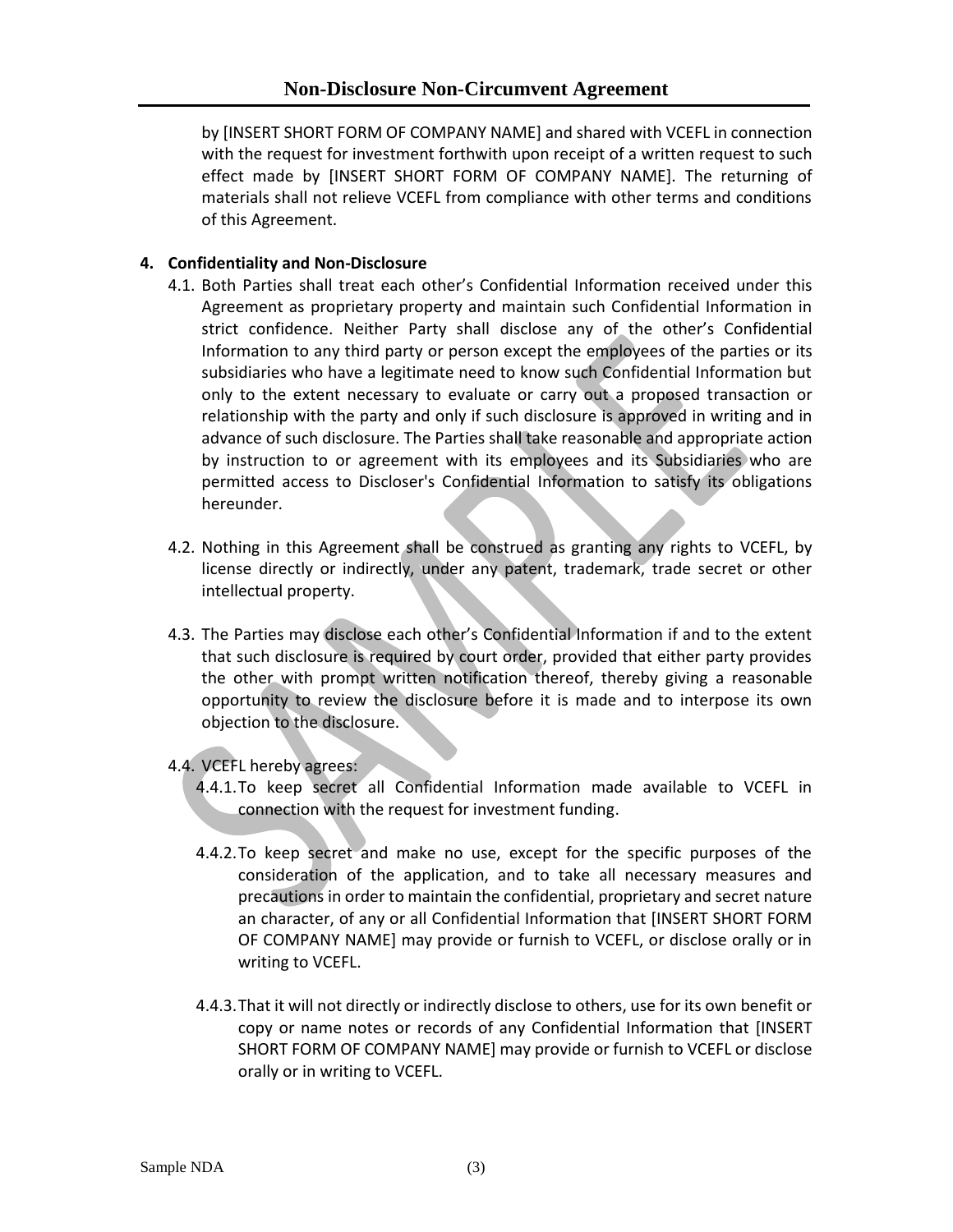by [INSERT SHORT FORM OF COMPANY NAME] and shared with VCEFL in connection with the request for investment forthwith upon receipt of a written request to such effect made by [INSERT SHORT FORM OF COMPANY NAME]. The returning of materials shall not relieve VCEFL from compliance with other terms and conditions of this Agreement.

**4. Confidentiality and Non-Disclosure**

4.1. Both Parties shall treat each other's Confidential Information received under this Agreement as proprietary property and maintain such Confidential Information in strict confidence. Neither Party shall disclose any of the other's Confidential Information to any third party or person except the employees of the parties or its subsidiaries who have a legitimate need to know such Confidential Information but only to the extent necessary to evaluate or carry out a proposed transaction or relationship with the party and only if such disclosure is approved in writing and in advance of such disclosure. The Parties shall take reasonable and appropriate action by instruction to or agreement with its employees and its Subsidiaries who are permitted access to Discloser's Confidential Information to satisfy its obligations hereunder.

4.2. Nothing in this Agreement shall be construed as granting any rights to VCEFL, by license directly or indirectly, under any patent, trademark, trade secret or other intellectual property.

4.3. The Parties may disclose each other's Confidential Information if and to the extent that such disclosure is required by court order, provided that either party provides the other with prompt written notification thereof, thereby giving a reasonable opportunity to review the disclosure before it is made and to interpose its own objection to the disclosure.

4.4. VCEFL hereby agrees:

4.4.1. To keep secret all Confidential Information made available to VCEFL in connection with the request for investment funding.

4.4.2. To keep secret and make no use, except for the specific purposes of the consideration of the application, and to take all necessary measures and precautions in order to maintain the confidential, proprietary and secret nature an character, of any or all Confidential Information that [INSERT SHORT FORM OF COMPANY NAME] may provide or furnish to VCEFL, or disclose orally or in writing to VCEFL.

4.4.3. That it will not directly or indirectly disclose to others, use for its own benefit or copy or name notes or records of any Confidential Information that [INSERT SHORT FORM OF COMPANY NAME] may provide or furnish to VCEFL or disclose orally or in writing to VCEFL.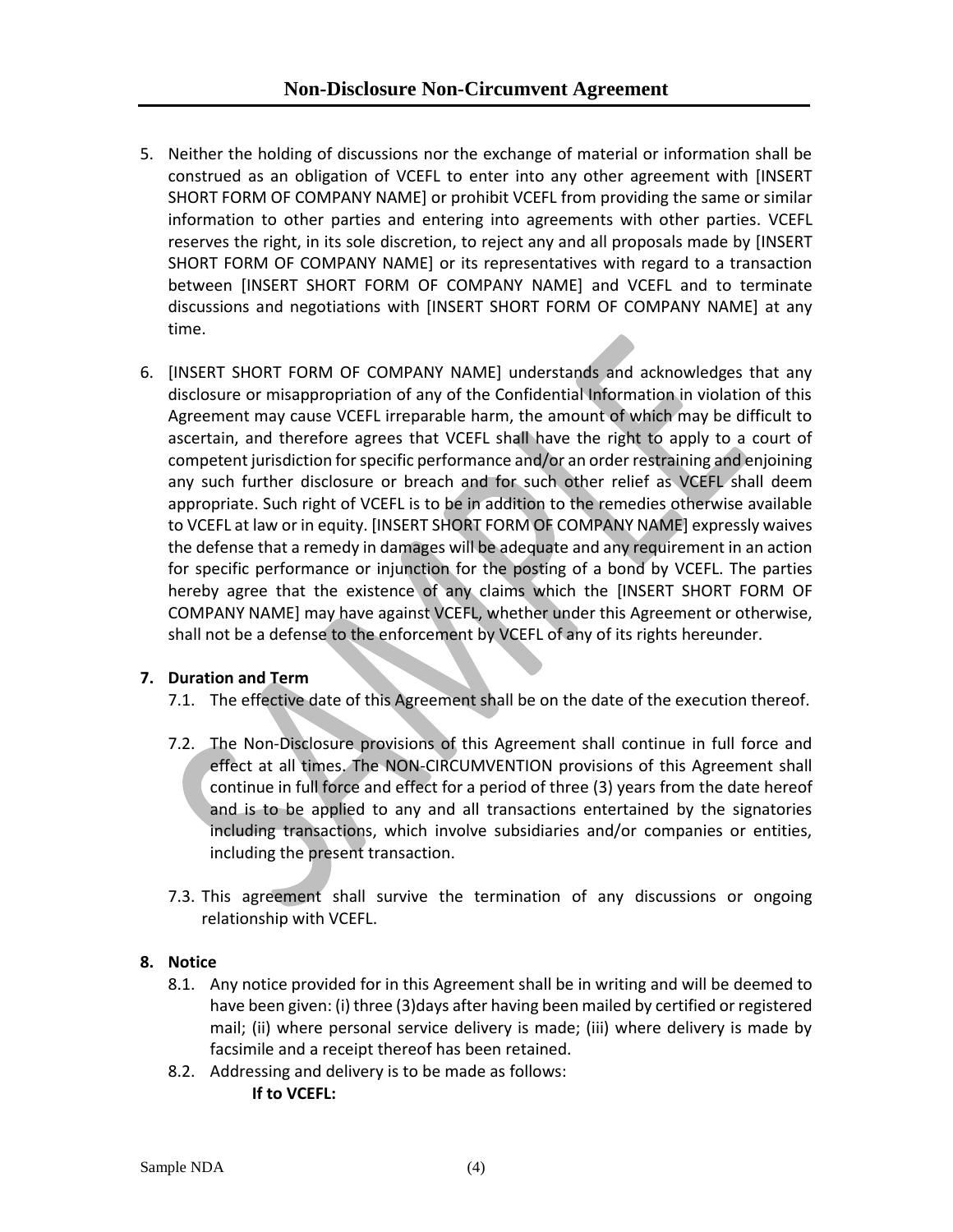5. Neither the holding of discussions nor the exchange of material or information shall be construed as an obligation of VCEFL to enter into any other agreement with [INSERT SHORT FORM OF COMPANY NAME] or prohibit VCEFL from providing the same or similar information to other parties and entering into agreements with other parties. VCEFL reserves the right, in its sole discretion, to reject any and all proposals made by [INSERT SHORT FORM OF COMPANY NAME] or its representatives with regard to a transaction between [INSERT SHORT FORM OF COMPANY NAME] and VCEFL and to terminate discussions and negotiations with [INSERT SHORT FORM OF COMPANY NAME] at any time.

6. [INSERT SHORT FORM OF COMPANY NAME] understands and acknowledges that any disclosure or misappropriation of any of the Confidential Information in violation of this Agreement may cause VCEFL irreparable harm, the amount of which may be difficult to ascertain, and therefore agrees that VCEFL shall have the right to apply to a court of competent jurisdiction for specific performance and/or an order restraining and enjoining any such further disclosure or breach and for such other relief as VCEFL shall deem appropriate. Such right of VCEFL is to be in addition to the remedies otherwise available to VCEFL at law or in equity. [INSERT SHORT FORM OF COMPANY NAME] expressly waives the defense that a remedy in damages will be adequate and any requirement in an action for specific performance or injunction for the posting of a bond by VCEFL. The parties hereby agree that the existence of any claims which the [INSERT SHORT FORM OF COMPANY NAME] may have against VCEFL, whether under this Agreement or otherwise, shall not be a defense to the enforcement by VCEFL of any of its rights hereunder.

**7. Duration and Term**

7.1. The effective date of this Agreement shall be on the date of the execution thereof.

7.2. The Non-Disclosure provisions of this Agreement shall continue in full force and effect at all times. The NON-CIRCUMVENTION provisions of this Agreement shall continue in full force and effect for a period of three (3) years from the date hereof and is to be applied to any and all transactions entertained by the signatories including transactions, which involve subsidiaries and/or companies or entities, including the present transaction.

7.3. This agreement shall survive the termination of any discussions or ongoing relationship with VCEFL.

**8. Notice**

8.1. Any notice provided for in this Agreement shall be in writing and will be deemed to have been given: (i) three (3)days after having been mailed by certified or registered mail; (ii) where personal service delivery is made; (iii) where delivery is made by facsimile and a receipt thereof has been retained.

8.2. Addressing and delivery is to be made as follows:

**If to VCEFL:**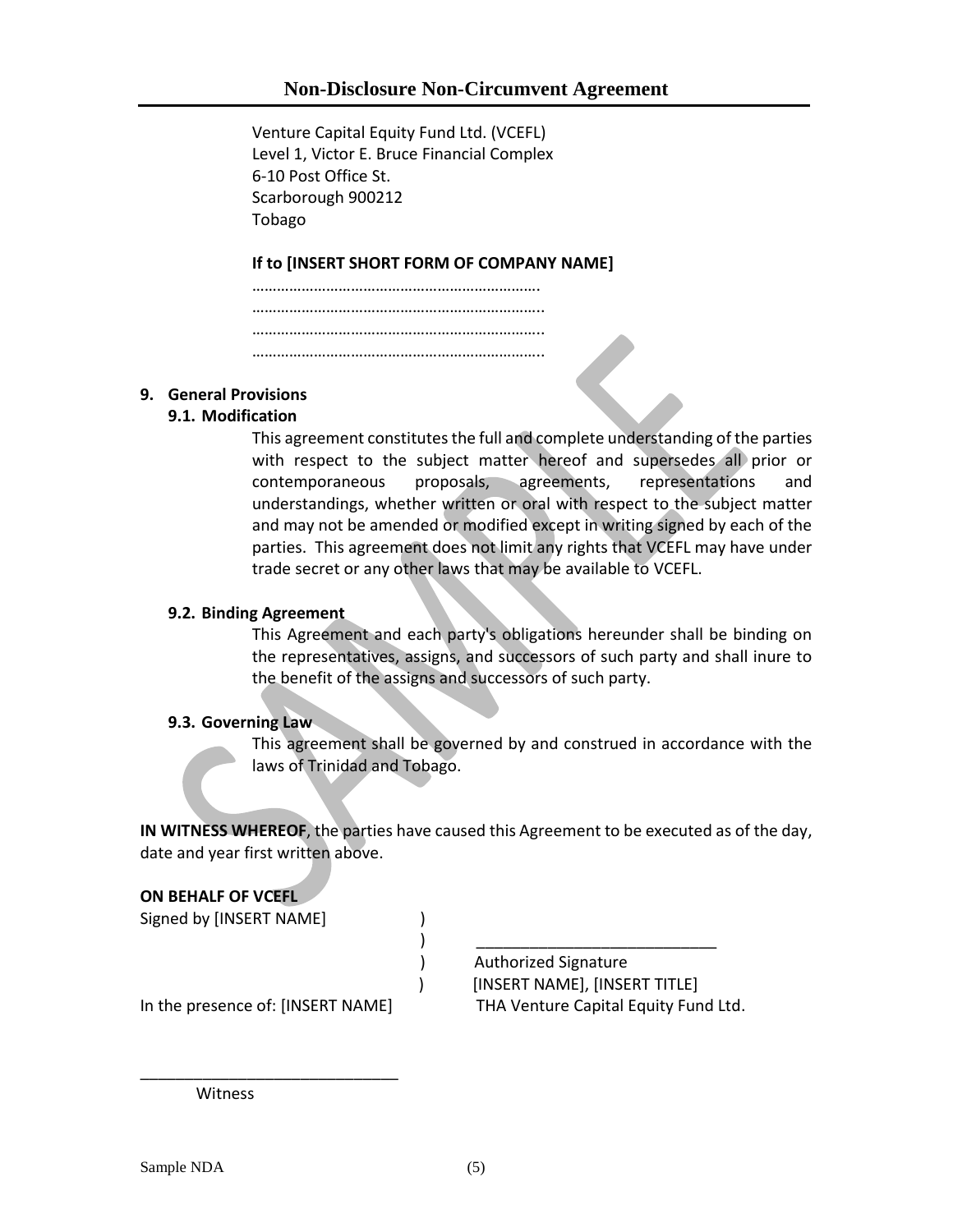Venture Capital Equity Fund Ltd. (VCEFL)
Level 1, Victor E. Bruce Financial Complex
6-10 Post Office St.
Scarborough 900212
Tobago

**If to [INSERT SHORT FORM OF COMPANY NAME]**

…………………………………………………………….
……………………………………………………………..
……………………………………………………………..
……………………………………………………………..

**9. General Provisions**

**9.1. Modification**

This agreement constitutes the full and complete understanding of the parties with respect to the subject matter hereof and supersedes all prior or contemporaneous proposals, agreements, representations and understandings, whether written or oral with respect to the subject matter and may not be amended or modified except in writing signed by each of the parties. This agreement does not limit any rights that VCEFL may have under trade secret or any other laws that may be available to VCEFL.

**9.2. Binding Agreement**

This Agreement and each party's obligations hereunder shall be binding on the representatives, assigns, and successors of such party and shall inure to the benefit of the assigns and successors of such party.

**9.3. Governing Law**

This agreement shall be governed by and construed in accordance with the laws of Trinidad and Tobago.

**IN WITNESS WHEREOF**, the parties have caused this Agreement to be executed as of the day, date and year first written above.

**ON BEHALF OF VCEFL**

Signed by [INSERT NAME] )
) ____________________________
) Authorized Signature
) [INSERT NAME], [INSERT TITLE]

In the presence of: [INSERT NAME] THA Venture Capital Equity Fund Ltd.

_____________________________
Witness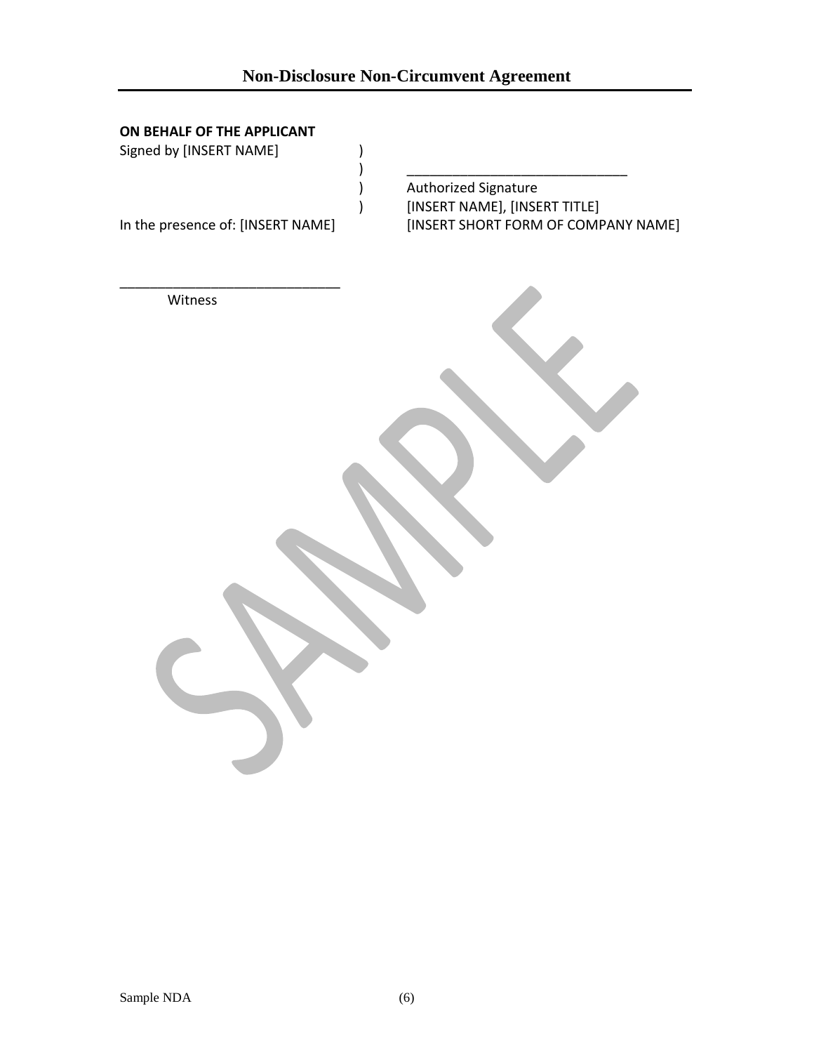**ON BEHALF OF THE APPLICANT**

Signed by [INSERT NAME] )
)
) \_\_\_\_\_\_\_\_\_\_\_\_\_\_\_\_\_\_\_\_\_\_\_\_\_\_\_\_\_\_
) Authorized Signature
) [INSERT NAME], [INSERT TITLE]

In the presence of: [INSERT NAME] [INSERT SHORT FORM OF COMPANY NAME]

\_\_\_\_\_\_\_\_\_\_\_\_\_\_\_\_\_\_\_\_\_\_\_\_\_\_\_\_\_\_
Witness